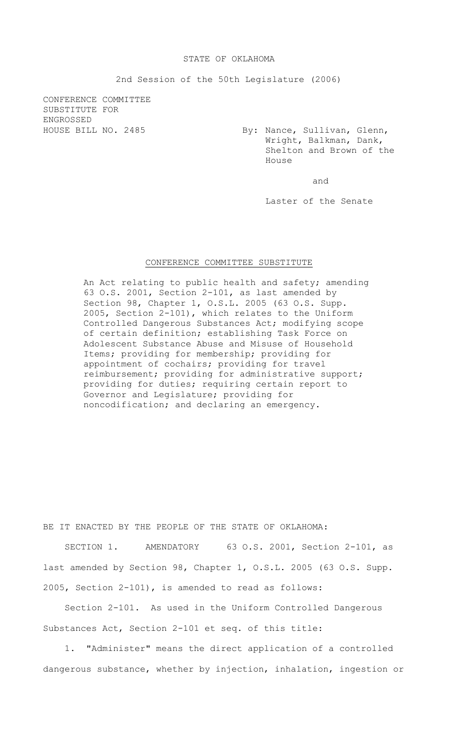STATE OF OKLAHOMA

2nd Session of the 50th Legislature (2006)

CONFERENCE COMMITTEE SUBSTITUTE FOR ENGROSSED HOUSE BILL NO. 2485

By: Nance, Sullivan, Glenn, Wright, Balkman, Dank, Shelton and Brown of the House

and

Laster of the Senate

CONFERENCE COMMITTEE SUBSTITUTE

An Act relating to public health and safety; amending 63 O.S. 2001, Section 2-101, as last amended by Section 98, Chapter 1, O.S.L. 2005 (63 O.S. Supp. 2005, Section 2-101), which relates to the Uniform Controlled Dangerous Substances Act; modifying scope of certain definition; establishing Task Force on Adolescent Substance Abuse and Misuse of Household Items; providing for membership; providing for appointment of cochairs; providing for travel reimbursement; providing for administrative support; providing for duties; requiring certain report to Governor and Legislature; providing for noncodification; and declaring an emergency.

BE IT ENACTED BY THE PEOPLE OF THE STATE OF OKLAHOMA:

SECTION 1. AMENDATORY 63 O.S. 2001, Section 2-101, as last amended by Section 98, Chapter 1, O.S.L. 2005 (63 O.S. Supp. 2005, Section 2-101), is amended to read as follows:

Section 2-101. As used in the Uniform Controlled Dangerous Substances Act, Section 2-101 et seq. of this title:

1. "Administer" means the direct application of a controlled dangerous substance, whether by injection, inhalation, ingestion or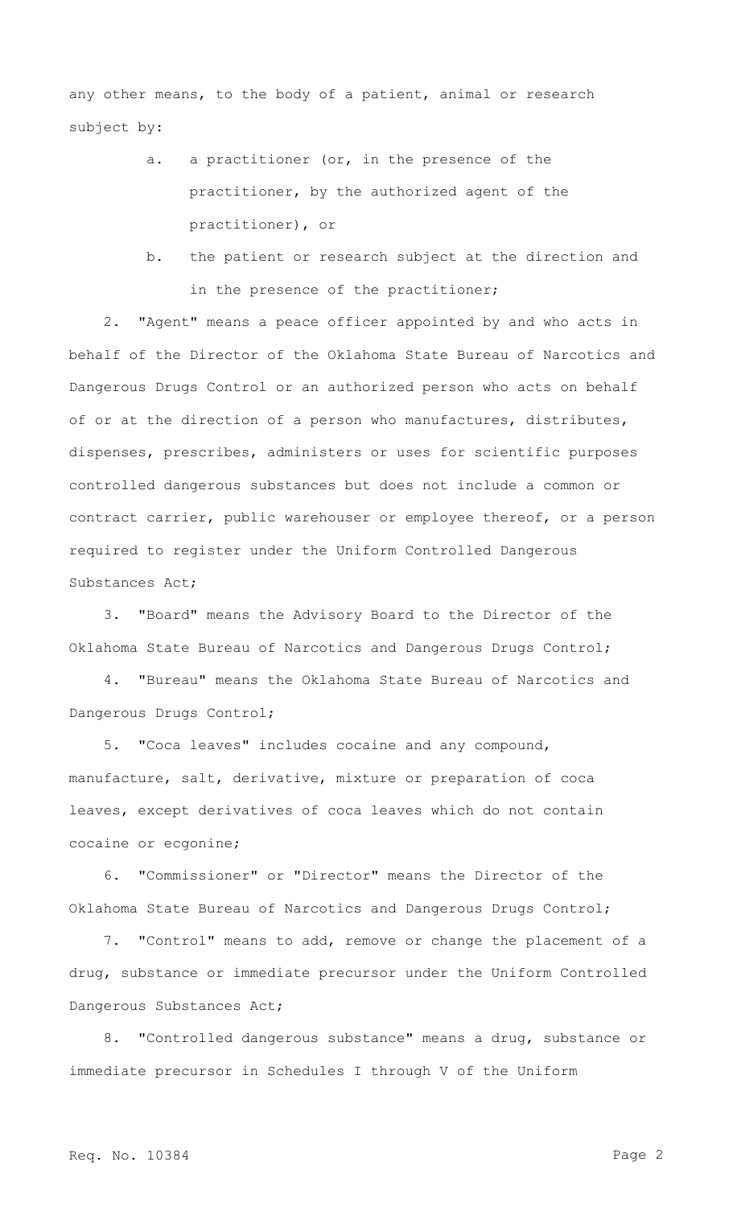any other means, to the body of a patient, animal or research subject by:

a. a practitioner (or, in the presence of the practitioner, by the authorized agent of the practitioner), or

b. the patient or research subject at the direction and in the presence of the practitioner;

2. "Agent" means a peace officer appointed by and who acts in behalf of the Director of the Oklahoma State Bureau of Narcotics and Dangerous Drugs Control or an authorized person who acts on behalf of or at the direction of a person who manufactures, distributes, dispenses, prescribes, administers or uses for scientific purposes controlled dangerous substances but does not include a common or contract carrier, public warehouser or employee thereof, or a person required to register under the Uniform Controlled Dangerous Substances Act;

3. "Board" means the Advisory Board to the Director of the Oklahoma State Bureau of Narcotics and Dangerous Drugs Control;

4. "Bureau" means the Oklahoma State Bureau of Narcotics and Dangerous Drugs Control;

5. "Coca leaves" includes cocaine and any compound, manufacture, salt, derivative, mixture or preparation of coca leaves, except derivatives of coca leaves which do not contain cocaine or ecgonine;

6. "Commissioner" or "Director" means the Director of the Oklahoma State Bureau of Narcotics and Dangerous Drugs Control;

7. "Control" means to add, remove or change the placement of a drug, substance or immediate precursor under the Uniform Controlled Dangerous Substances Act;

8. "Controlled dangerous substance" means a drug, substance or immediate precursor in Schedules I through V of the Uniform

Req. No. 10384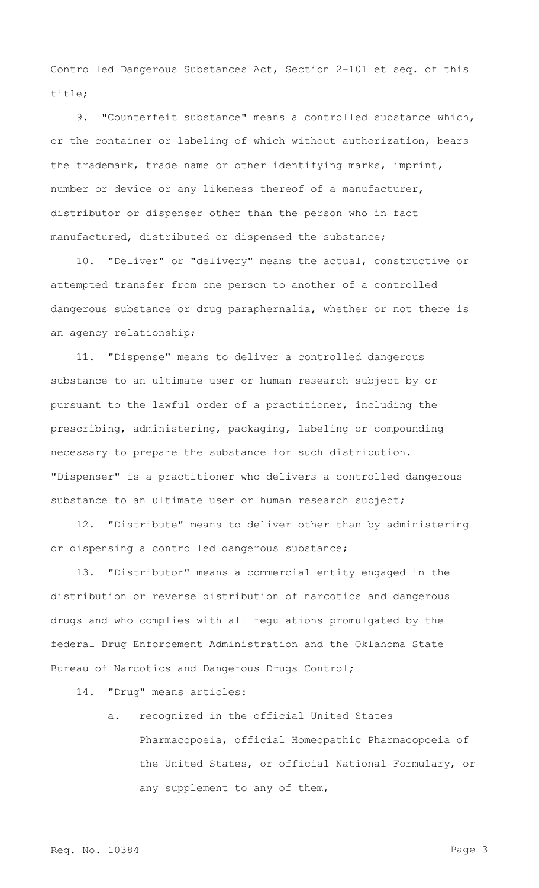Controlled Dangerous Substances Act, Section 2-101 et seq. of this title;

9. "Counterfeit substance" means a controlled substance which, or the container or labeling of which without authorization, bears the trademark, trade name or other identifying marks, imprint, number or device or any likeness thereof of a manufacturer, distributor or dispenser other than the person who in fact manufactured, distributed or dispensed the substance;

10. "Deliver" or "delivery" means the actual, constructive or attempted transfer from one person to another of a controlled dangerous substance or drug paraphernalia, whether or not there is an agency relationship;

11. "Dispense" means to deliver a controlled dangerous substance to an ultimate user or human research subject by or pursuant to the lawful order of a practitioner, including the prescribing, administering, packaging, labeling or compounding necessary to prepare the substance for such distribution. "Dispenser" is a practitioner who delivers a controlled dangerous substance to an ultimate user or human research subject;

12. "Distribute" means to deliver other than by administering or dispensing a controlled dangerous substance;

13. "Distributor" means a commercial entity engaged in the distribution or reverse distribution of narcotics and dangerous drugs and who complies with all regulations promulgated by the federal Drug Enforcement Administration and the Oklahoma State Bureau of Narcotics and Dangerous Drugs Control;

14. "Drug" means articles:

a. recognized in the official United States Pharmacopoeia, official Homeopathic Pharmacopoeia of the United States, or official National Formulary, or any supplement to any of them,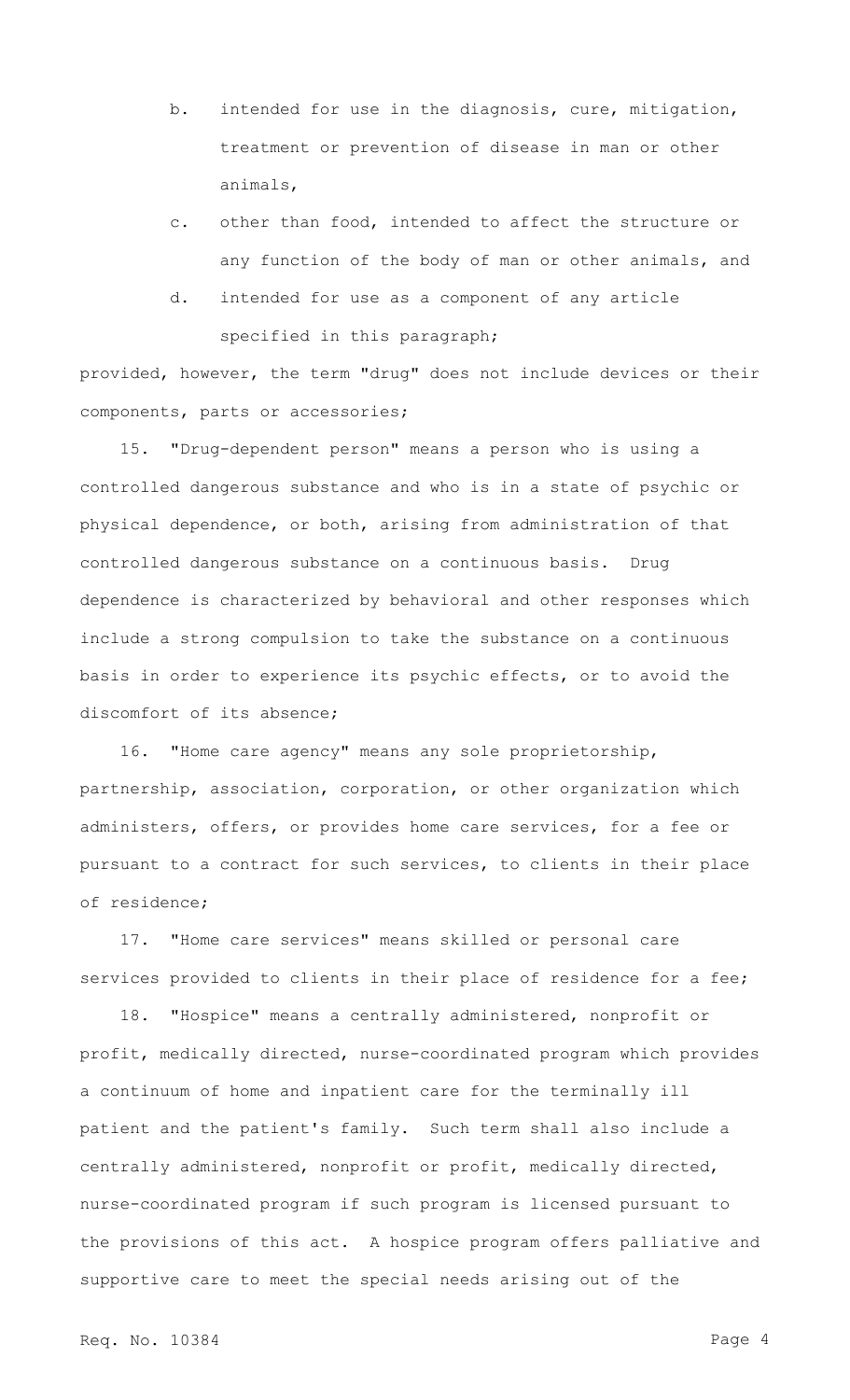b. intended for use in the diagnosis, cure, mitigation, treatment or prevention of disease in man or other animals,

c. other than food, intended to affect the structure or any function of the body of man or other animals, and

d. intended for use as a component of any article specified in this paragraph;

provided, however, the term "drug" does not include devices or their components, parts or accessories;

15. "Drug-dependent person" means a person who is using a controlled dangerous substance and who is in a state of psychic or physical dependence, or both, arising from administration of that controlled dangerous substance on a continuous basis. Drug dependence is characterized by behavioral and other responses which include a strong compulsion to take the substance on a continuous basis in order to experience its psychic effects, or to avoid the discomfort of its absence;

16. "Home care agency" means any sole proprietorship, partnership, association, corporation, or other organization which administers, offers, or provides home care services, for a fee or pursuant to a contract for such services, to clients in their place of residence;

17. "Home care services" means skilled or personal care services provided to clients in their place of residence for a fee;

18. "Hospice" means a centrally administered, nonprofit or profit, medically directed, nurse-coordinated program which provides a continuum of home and inpatient care for the terminally ill patient and the patient's family. Such term shall also include a centrally administered, nonprofit or profit, medically directed, nurse-coordinated program if such program is licensed pursuant to the provisions of this act. A hospice program offers palliative and supportive care to meet the special needs arising out of the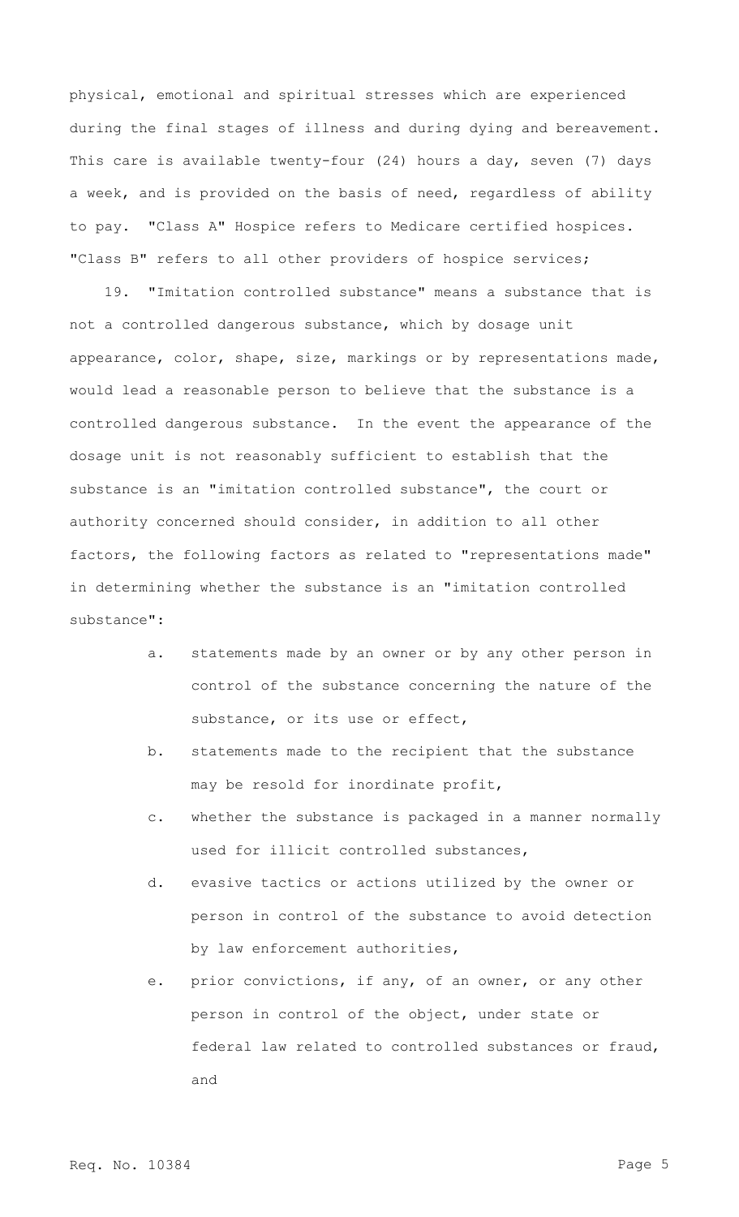physical, emotional and spiritual stresses which are experienced during the final stages of illness and during dying and bereavement. This care is available twenty-four (24) hours a day, seven (7) days a week, and is provided on the basis of need, regardless of ability to pay. "Class A" Hospice refers to Medicare certified hospices. "Class B" refers to all other providers of hospice services;

19. "Imitation controlled substance" means a substance that is not a controlled dangerous substance, which by dosage unit appearance, color, shape, size, markings or by representations made, would lead a reasonable person to believe that the substance is a controlled dangerous substance. In the event the appearance of the dosage unit is not reasonably sufficient to establish that the substance is an "imitation controlled substance", the court or authority concerned should consider, in addition to all other factors, the following factors as related to "representations made" in determining whether the substance is an "imitation controlled substance":

a. statements made by an owner or by any other person in control of the substance concerning the nature of the substance, or its use or effect,

b. statements made to the recipient that the substance may be resold for inordinate profit,

c. whether the substance is packaged in a manner normally used for illicit controlled substances,

d. evasive tactics or actions utilized by the owner or person in control of the substance to avoid detection by law enforcement authorities,

e. prior convictions, if any, of an owner, or any other person in control of the object, under state or federal law related to controlled substances or fraud, and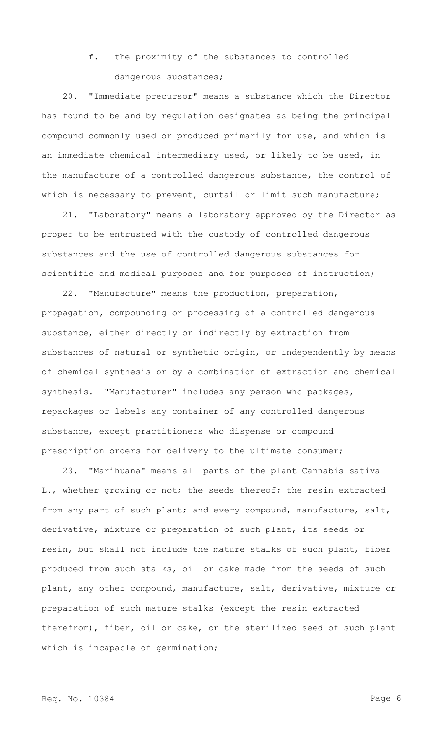f. the proximity of the substances to controlled dangerous substances;

20. "Immediate precursor" means a substance which the Director has found to be and by regulation designates as being the principal compound commonly used or produced primarily for use, and which is an immediate chemical intermediary used, or likely to be used, in the manufacture of a controlled dangerous substance, the control of which is necessary to prevent, curtail or limit such manufacture;

21. "Laboratory" means a laboratory approved by the Director as proper to be entrusted with the custody of controlled dangerous substances and the use of controlled dangerous substances for scientific and medical purposes and for purposes of instruction;

22. "Manufacture" means the production, preparation, propagation, compounding or processing of a controlled dangerous substance, either directly or indirectly by extraction from substances of natural or synthetic origin, or independently by means of chemical synthesis or by a combination of extraction and chemical synthesis. "Manufacturer" includes any person who packages, repackages or labels any container of any controlled dangerous substance, except practitioners who dispense or compound prescription orders for delivery to the ultimate consumer;

23. "Marihuana" means all parts of the plant Cannabis sativa L., whether growing or not; the seeds thereof; the resin extracted from any part of such plant; and every compound, manufacture, salt, derivative, mixture or preparation of such plant, its seeds or resin, but shall not include the mature stalks of such plant, fiber produced from such stalks, oil or cake made from the seeds of such plant, any other compound, manufacture, salt, derivative, mixture or preparation of such mature stalks (except the resin extracted therefrom), fiber, oil or cake, or the sterilized seed of such plant which is incapable of germination;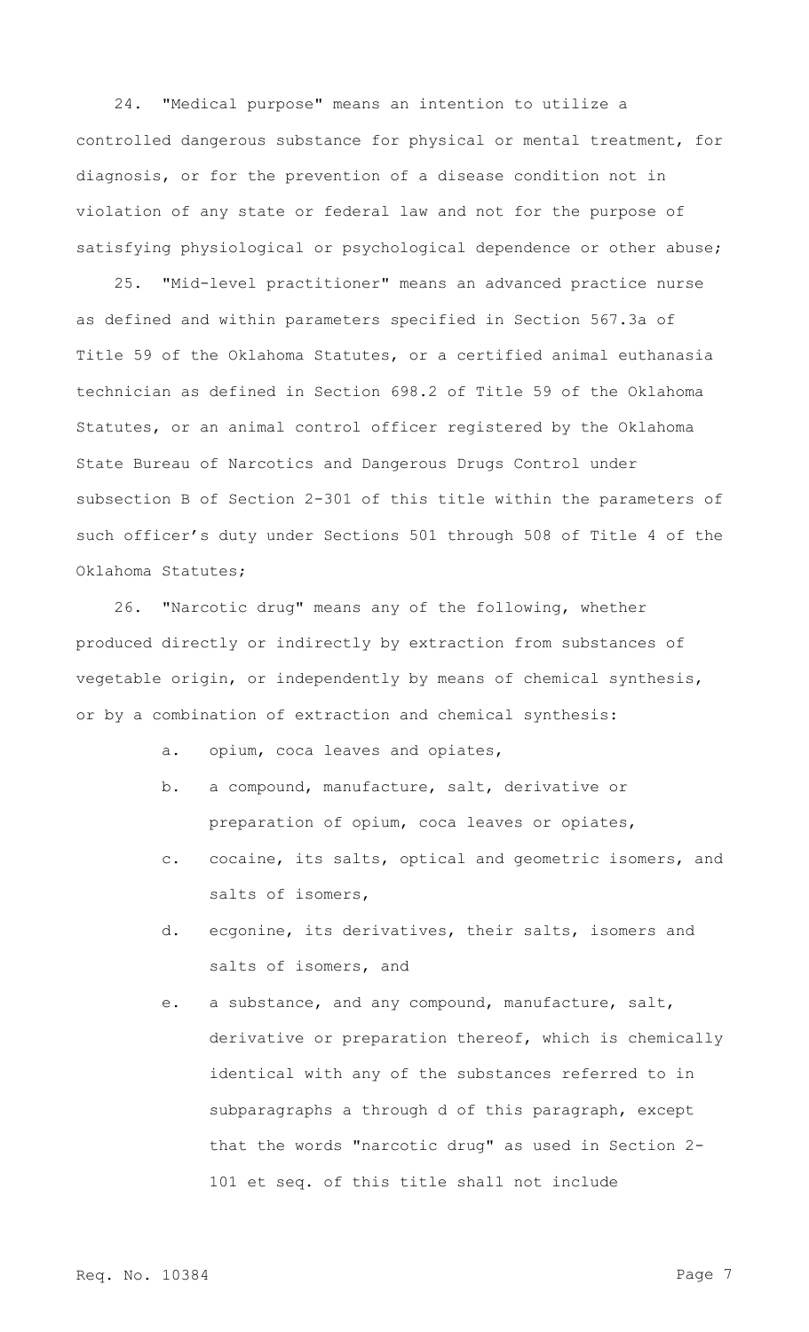24. "Medical purpose" means an intention to utilize a controlled dangerous substance for physical or mental treatment, for diagnosis, or for the prevention of a disease condition not in violation of any state or federal law and not for the purpose of satisfying physiological or psychological dependence or other abuse;

25. "Mid-level practitioner" means an advanced practice nurse as defined and within parameters specified in Section 567.3a of Title 59 of the Oklahoma Statutes, or a certified animal euthanasia technician as defined in Section 698.2 of Title 59 of the Oklahoma Statutes, or an animal control officer registered by the Oklahoma State Bureau of Narcotics and Dangerous Drugs Control under subsection B of Section 2-301 of this title within the parameters of such officer's duty under Sections 501 through 508 of Title 4 of the Oklahoma Statutes;

26. "Narcotic drug" means any of the following, whether produced directly or indirectly by extraction from substances of vegetable origin, or independently by means of chemical synthesis, or by a combination of extraction and chemical synthesis:

a. opium, coca leaves and opiates,

b. a compound, manufacture, salt, derivative or preparation of opium, coca leaves or opiates,

c. cocaine, its salts, optical and geometric isomers, and salts of isomers,

d. ecgonine, its derivatives, their salts, isomers and salts of isomers, and

e. a substance, and any compound, manufacture, salt, derivative or preparation thereof, which is chemically identical with any of the substances referred to in subparagraphs a through d of this paragraph, except that the words "narcotic drug" as used in Section 2-101 et seq. of this title shall not include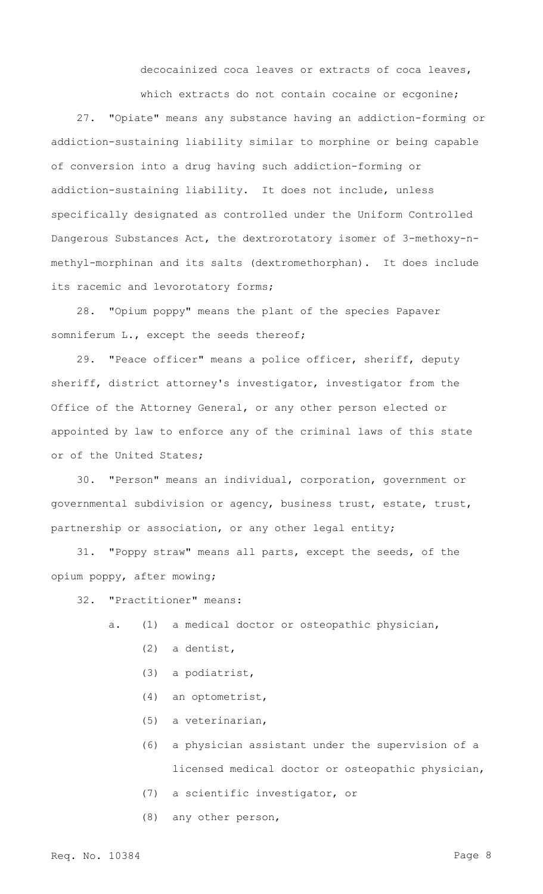decocainized coca leaves or extracts of coca leaves, which extracts do not contain cocaine or ecgonine;

27. "Opiate" means any substance having an addiction-forming or addiction-sustaining liability similar to morphine or being capable of conversion into a drug having such addiction-forming or addiction-sustaining liability. It does not include, unless specifically designated as controlled under the Uniform Controlled Dangerous Substances Act, the dextrorotatory isomer of 3-methoxy-n-methyl-morphinan and its salts (dextromethorphan). It does include its racemic and levorotatory forms;

28. "Opium poppy" means the plant of the species Papaver somniferum L., except the seeds thereof;

29. "Peace officer" means a police officer, sheriff, deputy sheriff, district attorney's investigator, investigator from the Office of the Attorney General, or any other person elected or appointed by law to enforce any of the criminal laws of this state or of the United States;

30. "Person" means an individual, corporation, government or governmental subdivision or agency, business trust, estate, trust, partnership or association, or any other legal entity;

31. "Poppy straw" means all parts, except the seeds, of the opium poppy, after mowing;

32. "Practitioner" means:

a. (1) a medical doctor or osteopathic physician,

(2) a dentist,

(3) a podiatrist,

(4) an optometrist,

(5) a veterinarian,

(6) a physician assistant under the supervision of a licensed medical doctor or osteopathic physician,

(7) a scientific investigator, or

(8) any other person,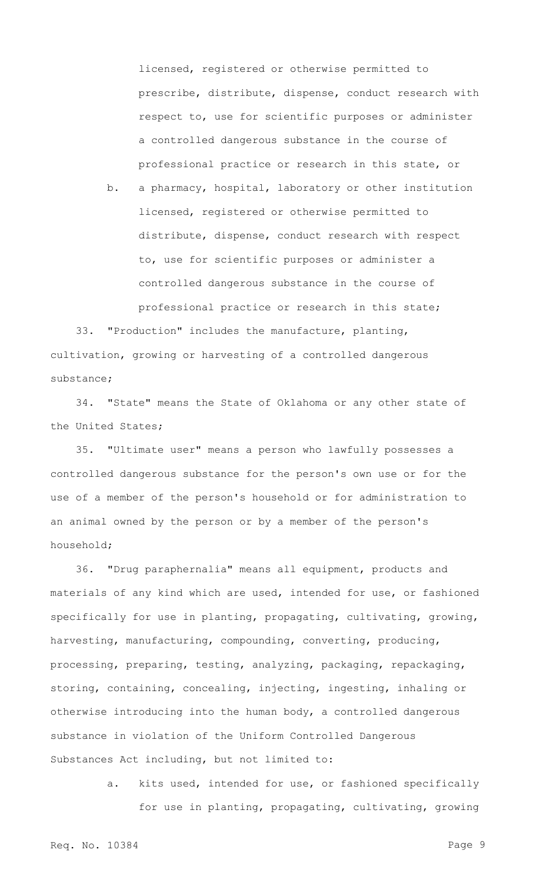licensed, registered or otherwise permitted to prescribe, distribute, dispense, conduct research with respect to, use for scientific purposes or administer a controlled dangerous substance in the course of professional practice or research in this state, or

b. a pharmacy, hospital, laboratory or other institution licensed, registered or otherwise permitted to distribute, dispense, conduct research with respect to, use for scientific purposes or administer a controlled dangerous substance in the course of professional practice or research in this state;

33. "Production" includes the manufacture, planting, cultivation, growing or harvesting of a controlled dangerous substance;

34. "State" means the State of Oklahoma or any other state of the United States;

35. "Ultimate user" means a person who lawfully possesses a controlled dangerous substance for the person's own use or for the use of a member of the person's household or for administration to an animal owned by the person or by a member of the person's household;

36. "Drug paraphernalia" means all equipment, products and materials of any kind which are used, intended for use, or fashioned specifically for use in planting, propagating, cultivating, growing, harvesting, manufacturing, compounding, converting, producing, processing, preparing, testing, analyzing, packaging, repackaging, storing, containing, concealing, injecting, ingesting, inhaling or otherwise introducing into the human body, a controlled dangerous substance in violation of the Uniform Controlled Dangerous Substances Act including, but not limited to:

a. kits used, intended for use, or fashioned specifically for use in planting, propagating, cultivating, growing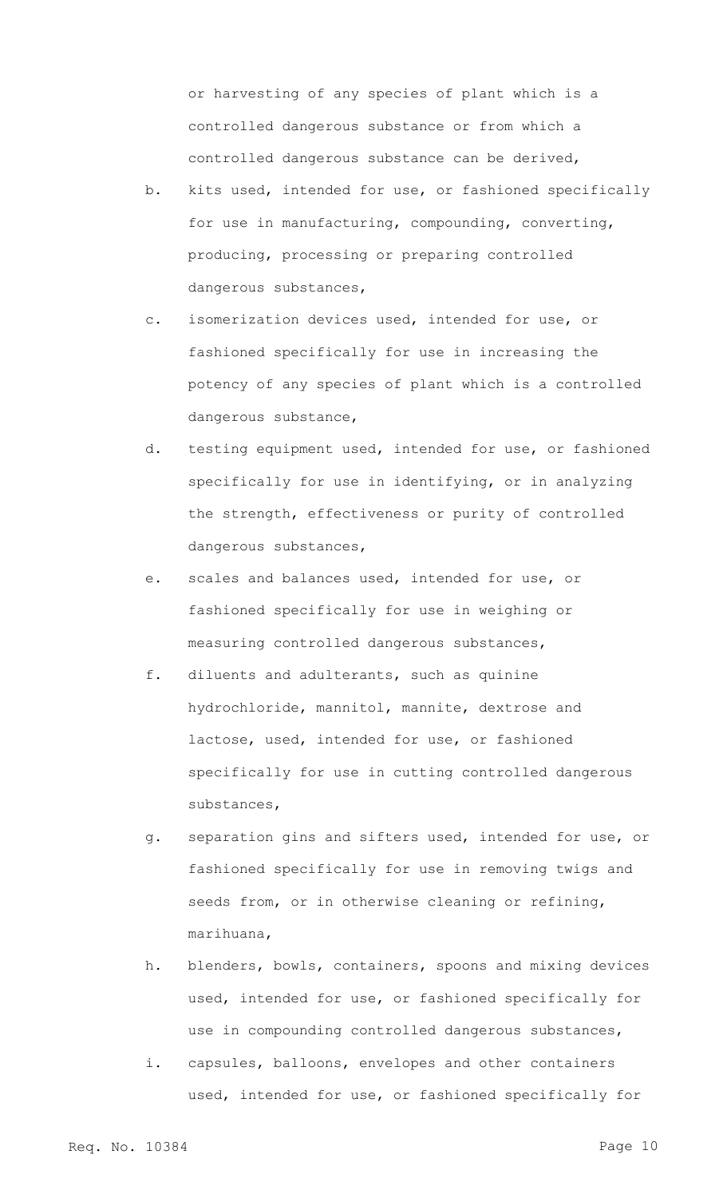or harvesting of any species of plant which is a controlled dangerous substance or from which a controlled dangerous substance can be derived,

b. kits used, intended for use, or fashioned specifically for use in manufacturing, compounding, converting, producing, processing or preparing controlled dangerous substances,

c. isomerization devices used, intended for use, or fashioned specifically for use in increasing the potency of any species of plant which is a controlled dangerous substance,

d. testing equipment used, intended for use, or fashioned specifically for use in identifying, or in analyzing the strength, effectiveness or purity of controlled dangerous substances,

e. scales and balances used, intended for use, or fashioned specifically for use in weighing or measuring controlled dangerous substances,

f. diluents and adulterants, such as quinine hydrochloride, mannitol, mannite, dextrose and lactose, used, intended for use, or fashioned specifically for use in cutting controlled dangerous substances,

g. separation gins and sifters used, intended for use, or fashioned specifically for use in removing twigs and seeds from, or in otherwise cleaning or refining, marihuana,

h. blenders, bowls, containers, spoons and mixing devices used, intended for use, or fashioned specifically for use in compounding controlled dangerous substances,

i. capsules, balloons, envelopes and other containers used, intended for use, or fashioned specifically for

Req. No. 10384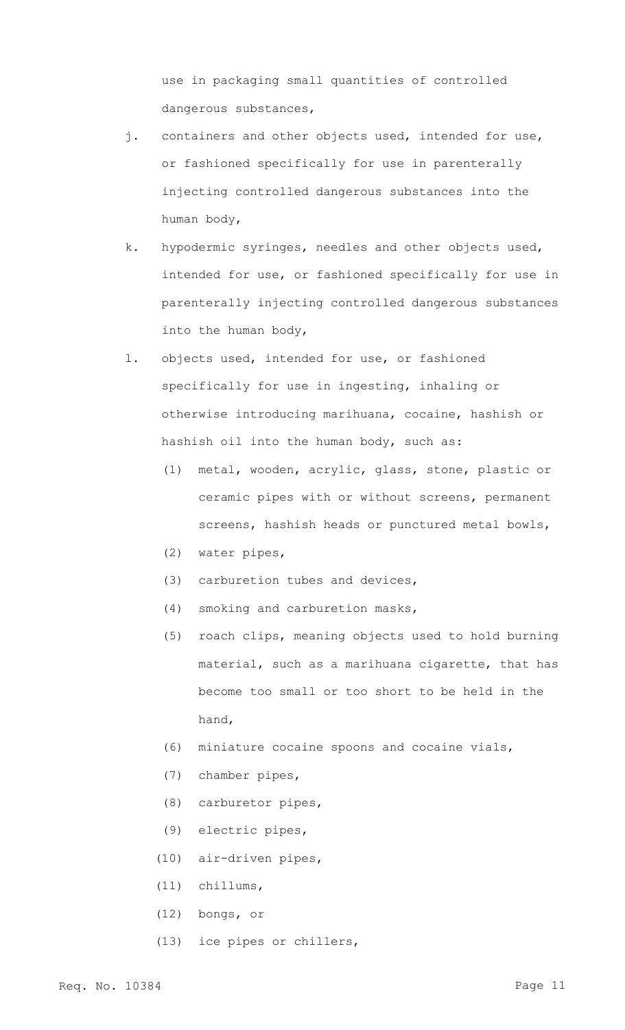use in packaging small quantities of controlled dangerous substances,

j. containers and other objects used, intended for use, or fashioned specifically for use in parenterally injecting controlled dangerous substances into the human body,

k. hypodermic syringes, needles and other objects used, intended for use, or fashioned specifically for use in parenterally injecting controlled dangerous substances into the human body,

l. objects used, intended for use, or fashioned specifically for use in ingesting, inhaling or otherwise introducing marihuana, cocaine, hashish or hashish oil into the human body, such as:

   (1) metal, wooden, acrylic, glass, stone, plastic or ceramic pipes with or without screens, permanent screens, hashish heads or punctured metal bowls,

   (2) water pipes,

   (3) carburetion tubes and devices,

   (4) smoking and carburetion masks,

   (5) roach clips, meaning objects used to hold burning material, such as a marihuana cigarette, that has become too small or too short to be held in the hand,

   (6) miniature cocaine spoons and cocaine vials,

   (7) chamber pipes,

   (8) carburetor pipes,

   (9) electric pipes,

   (10) air-driven pipes,

   (11) chillums,

   (12) bongs, or

   (13) ice pipes or chillers,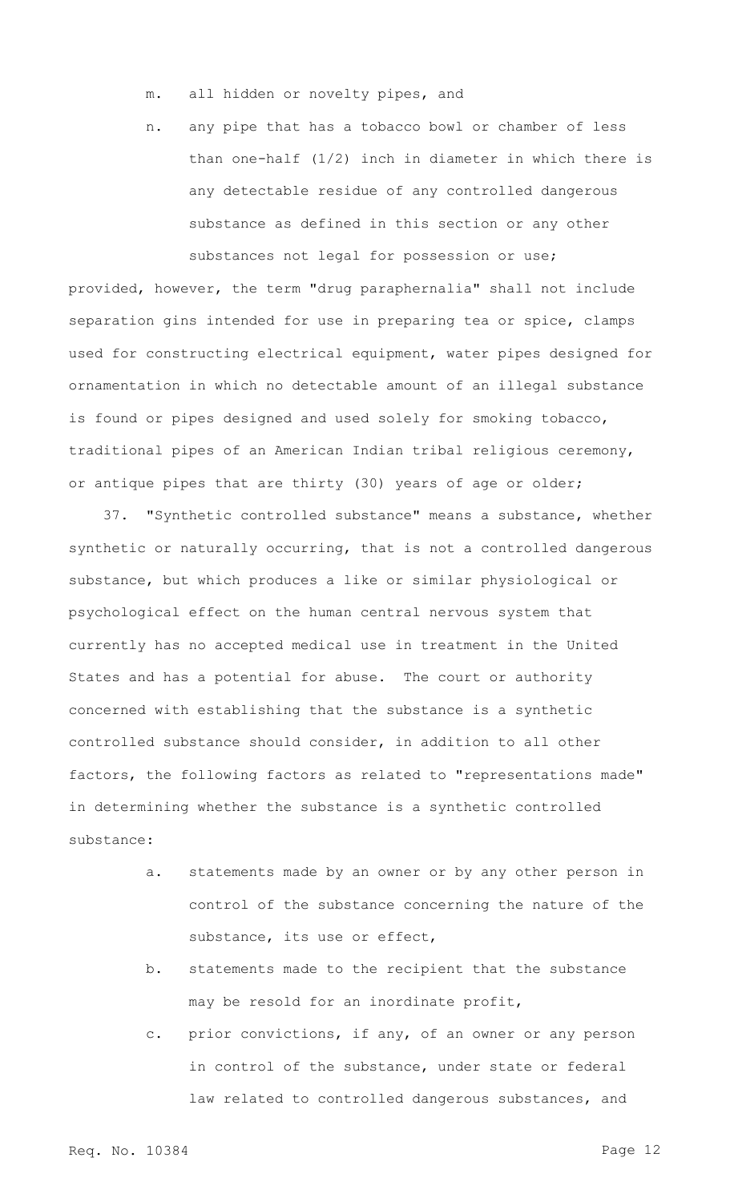m. all hidden or novelty pipes, and

n. any pipe that has a tobacco bowl or chamber of less than one-half (1/2) inch in diameter in which there is any detectable residue of any controlled dangerous substance as defined in this section or any other substances not legal for possession or use;

provided, however, the term "drug paraphernalia" shall not include separation gins intended for use in preparing tea or spice, clamps used for constructing electrical equipment, water pipes designed for ornamentation in which no detectable amount of an illegal substance is found or pipes designed and used solely for smoking tobacco, traditional pipes of an American Indian tribal religious ceremony, or antique pipes that are thirty (30) years of age or older;

37. "Synthetic controlled substance" means a substance, whether synthetic or naturally occurring, that is not a controlled dangerous substance, but which produces a like or similar physiological or psychological effect on the human central nervous system that currently has no accepted medical use in treatment in the United States and has a potential for abuse. The court or authority concerned with establishing that the substance is a synthetic controlled substance should consider, in addition to all other factors, the following factors as related to "representations made" in determining whether the substance is a synthetic controlled substance:

a. statements made by an owner or by any other person in control of the substance concerning the nature of the substance, its use or effect,

b. statements made to the recipient that the substance may be resold for an inordinate profit,

c. prior convictions, if any, of an owner or any person in control of the substance, under state or federal law related to controlled dangerous substances, and

Req. No. 10384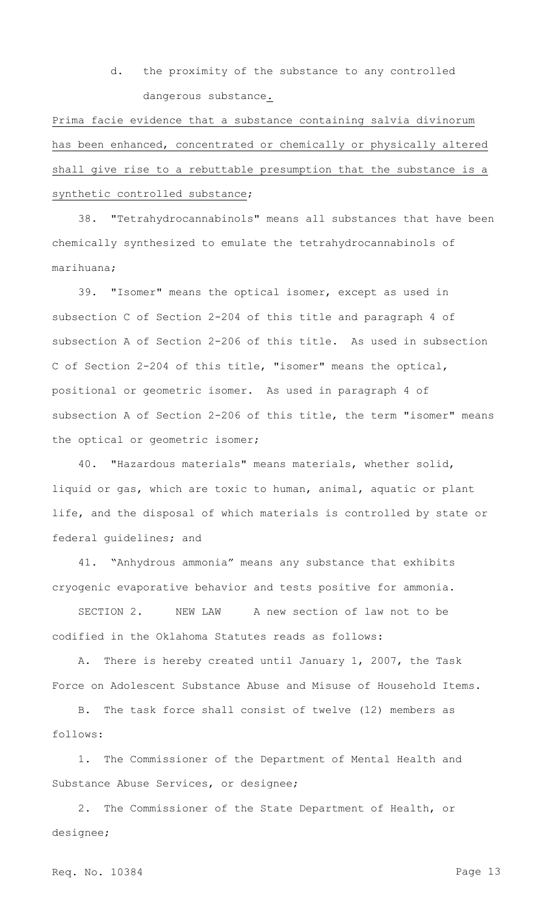d. the proximity of the substance to any controlled dangerous substance.

Prima facie evidence that a substance containing salvia divinorum has been enhanced, concentrated or chemically or physically altered shall give rise to a rebuttable presumption that the substance is a synthetic controlled substance;

38. "Tetrahydrocannabinols" means all substances that have been chemically synthesized to emulate the tetrahydrocannabinols of marihuana;

39. "Isomer" means the optical isomer, except as used in subsection C of Section 2-204 of this title and paragraph 4 of subsection A of Section 2-206 of this title. As used in subsection C of Section 2-204 of this title, "isomer" means the optical, positional or geometric isomer. As used in paragraph 4 of subsection A of Section 2-206 of this title, the term "isomer" means the optical or geometric isomer;

40. "Hazardous materials" means materials, whether solid, liquid or gas, which are toxic to human, animal, aquatic or plant life, and the disposal of which materials is controlled by state or federal guidelines; and

41. "Anhydrous ammonia" means any substance that exhibits cryogenic evaporative behavior and tests positive for ammonia.

SECTION 2. NEW LAW A new section of law not to be codified in the Oklahoma Statutes reads as follows:

A. There is hereby created until January 1, 2007, the Task Force on Adolescent Substance Abuse and Misuse of Household Items.

B. The task force shall consist of twelve (12) members as follows:

1. The Commissioner of the Department of Mental Health and Substance Abuse Services, or designee;

2. The Commissioner of the State Department of Health, or designee;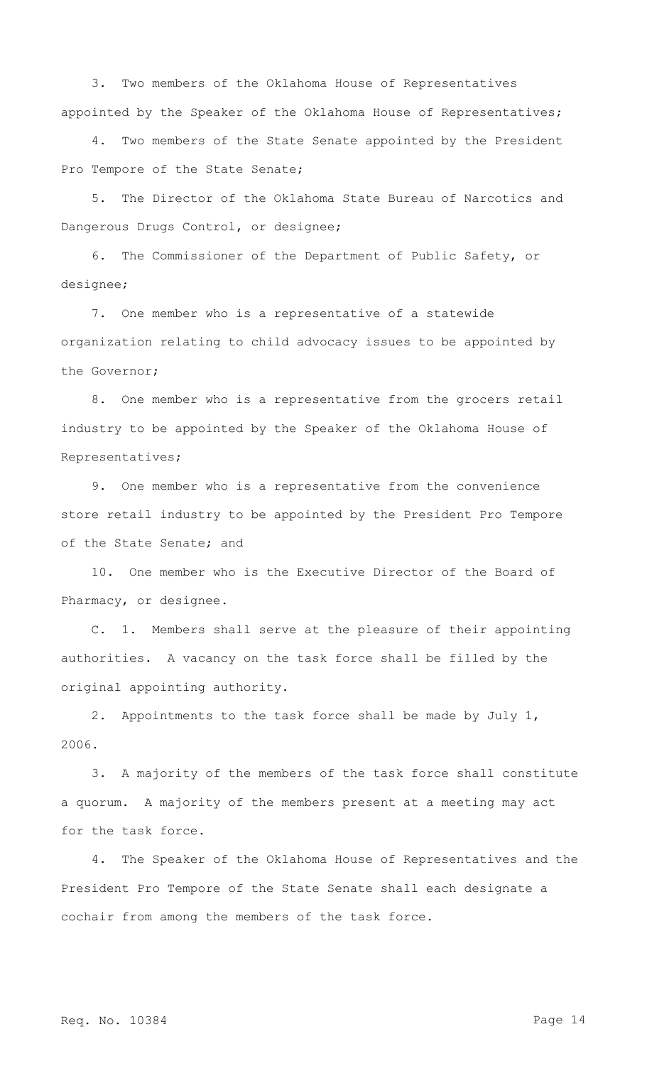3. Two members of the Oklahoma House of Representatives appointed by the Speaker of the Oklahoma House of Representatives;

4. Two members of the State Senate appointed by the President Pro Tempore of the State Senate;

5. The Director of the Oklahoma State Bureau of Narcotics and Dangerous Drugs Control, or designee;

6. The Commissioner of the Department of Public Safety, or designee;

7. One member who is a representative of a statewide organization relating to child advocacy issues to be appointed by the Governor;

8. One member who is a representative from the grocers retail industry to be appointed by the Speaker of the Oklahoma House of Representatives;

9. One member who is a representative from the convenience store retail industry to be appointed by the President Pro Tempore of the State Senate; and

10. One member who is the Executive Director of the Board of Pharmacy, or designee.

C. 1. Members shall serve at the pleasure of their appointing authorities. A vacancy on the task force shall be filled by the original appointing authority.

2. Appointments to the task force shall be made by July 1, 2006.

3. A majority of the members of the task force shall constitute a quorum. A majority of the members present at a meeting may act for the task force.

4. The Speaker of the Oklahoma House of Representatives and the President Pro Tempore of the State Senate shall each designate a cochair from among the members of the task force.

Req. No. 10384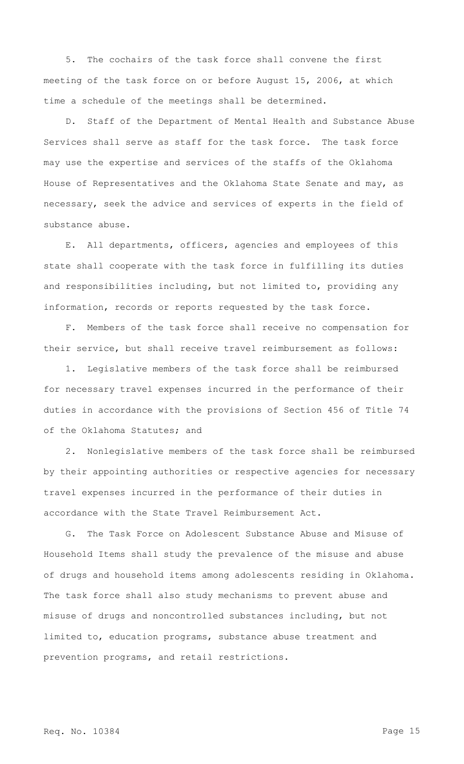5. The cochairs of the task force shall convene the first meeting of the task force on or before August 15, 2006, at which time a schedule of the meetings shall be determined.

D. Staff of the Department of Mental Health and Substance Abuse Services shall serve as staff for the task force. The task force may use the expertise and services of the staffs of the Oklahoma House of Representatives and the Oklahoma State Senate and may, as necessary, seek the advice and services of experts in the field of substance abuse.

E. All departments, officers, agencies and employees of this state shall cooperate with the task force in fulfilling its duties and responsibilities including, but not limited to, providing any information, records or reports requested by the task force.

F. Members of the task force shall receive no compensation for their service, but shall receive travel reimbursement as follows:

1. Legislative members of the task force shall be reimbursed for necessary travel expenses incurred in the performance of their duties in accordance with the provisions of Section 456 of Title 74 of the Oklahoma Statutes; and

2. Nonlegislative members of the task force shall be reimbursed by their appointing authorities or respective agencies for necessary travel expenses incurred in the performance of their duties in accordance with the State Travel Reimbursement Act.

G. The Task Force on Adolescent Substance Abuse and Misuse of Household Items shall study the prevalence of the misuse and abuse of drugs and household items among adolescents residing in Oklahoma. The task force shall also study mechanisms to prevent abuse and misuse of drugs and noncontrolled substances including, but not limited to, education programs, substance abuse treatment and prevention programs, and retail restrictions.

Req. No. 10384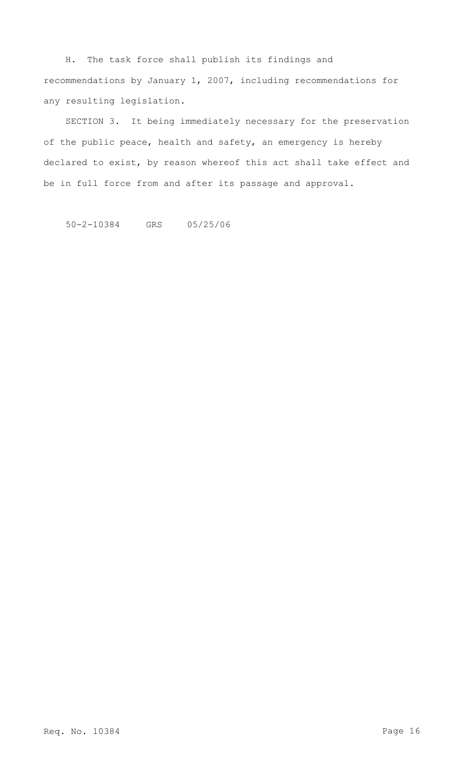H. The task force shall publish its findings and recommendations by January 1, 2007, including recommendations for any resulting legislation.

SECTION 3. It being immediately necessary for the preservation of the public peace, health and safety, an emergency is hereby declared to exist, by reason whereof this act shall take effect and be in full force from and after its passage and approval.

50-2-10384 GRS 05/25/06